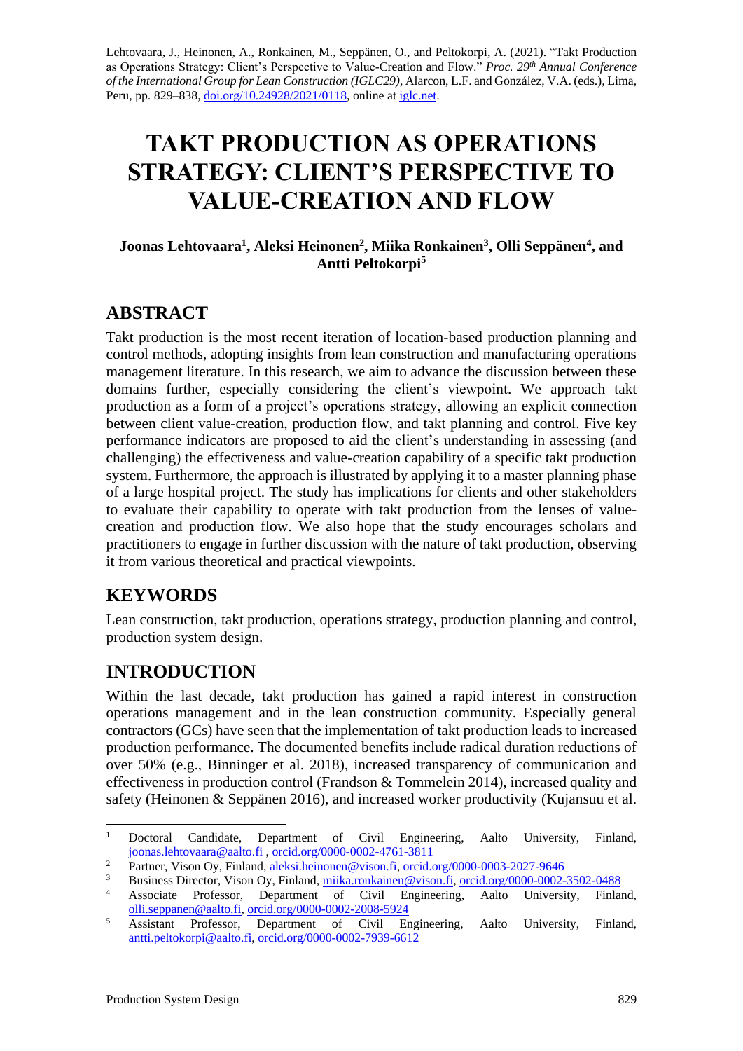Lehtovaara, J., Heinonen, A., Ronkainen, M., Seppänen, O., and Peltokorpi, A. (2021). "Takt Production as Operations Strategy: Client's Perspective to Value-Creation and Flow." *Proc. 29th Annual Conference of the International Group for Lean Construction (IGLC29),* Alarcon, L.F. and González, V.A. (eds.)*,* Lima, Peru, pp. 829–838, doi.org/10.24928/2021/0118, online at iglc.net.

# TAKT PRODUCTION AS OPERATIONS STRATEGY: CLIENT'S PERSPECTIVE TO VALUE-CREATION AND FLOW

**Joonas Lehtovaara[1], Aleksi Heinonen[2], Miika Ronkainen[3], Olli Seppänen[4], and Antti Peltokorpi[5]**

## ABSTRACT

Takt production is the most recent iteration of location-based production planning and control methods, adopting insights from lean construction and manufacturing operations management literature. In this research, we aim to advance the discussion between these domains further, especially considering the client's viewpoint. We approach takt production as a form of a project's operations strategy, allowing an explicit connection between client value-creation, production flow, and takt planning and control. Five key performance indicators are proposed to aid the client's understanding in assessing (and challenging) the effectiveness and value-creation capability of a specific takt production system. Furthermore, the approach is illustrated by applying it to a master planning phase of a large hospital project. The study has implications for clients and other stakeholders to evaluate their capability to operate with takt production from the lenses of value-creation and production flow. We also hope that the study encourages scholars and practitioners to engage in further discussion with the nature of takt production, observing it from various theoretical and practical viewpoints.

## KEYWORDS

Lean construction, takt production, operations strategy, production planning and control, production system design.

## INTRODUCTION

Within the last decade, takt production has gained a rapid interest in construction operations management and in the lean construction community. Especially general contractors (GCs) have seen that the implementation of takt production leads to increased production performance. The documented benefits include radical duration reductions of over 50% (e.g., Binninger et al. 2018), increased transparency of communication and effectiveness in production control (Frandson & Tommelein 2014), increased quality and safety (Heinonen & Seppänen 2016), and increased worker productivity (Kujansuu et al.

---

[1] Doctoral Candidate, Department of Civil Engineering, Aalto University, Finland, joonas.lehtovaara@aalto.fi , orcid.org/0000-0002-4761-3811

[2] Partner, Vison Oy, Finland, aleksi.heinonen@vison.fi, orcid.org/0000-0003-2027-9646

[3] Business Director, Vison Oy, Finland, miika.ronkainen@vison.fi, orcid.org/0000-0002-3502-0488

[4] Associate Professor, Department of Civil Engineering, Aalto University, Finland, olli.seppanen@aalto.fi, orcid.org/0000-0002-2008-5924

[5] Assistant Professor, Department of Civil Engineering, Aalto University, Finland, antti.peltokorpi@aalto.fi, orcid.org/0000-0002-7939-6612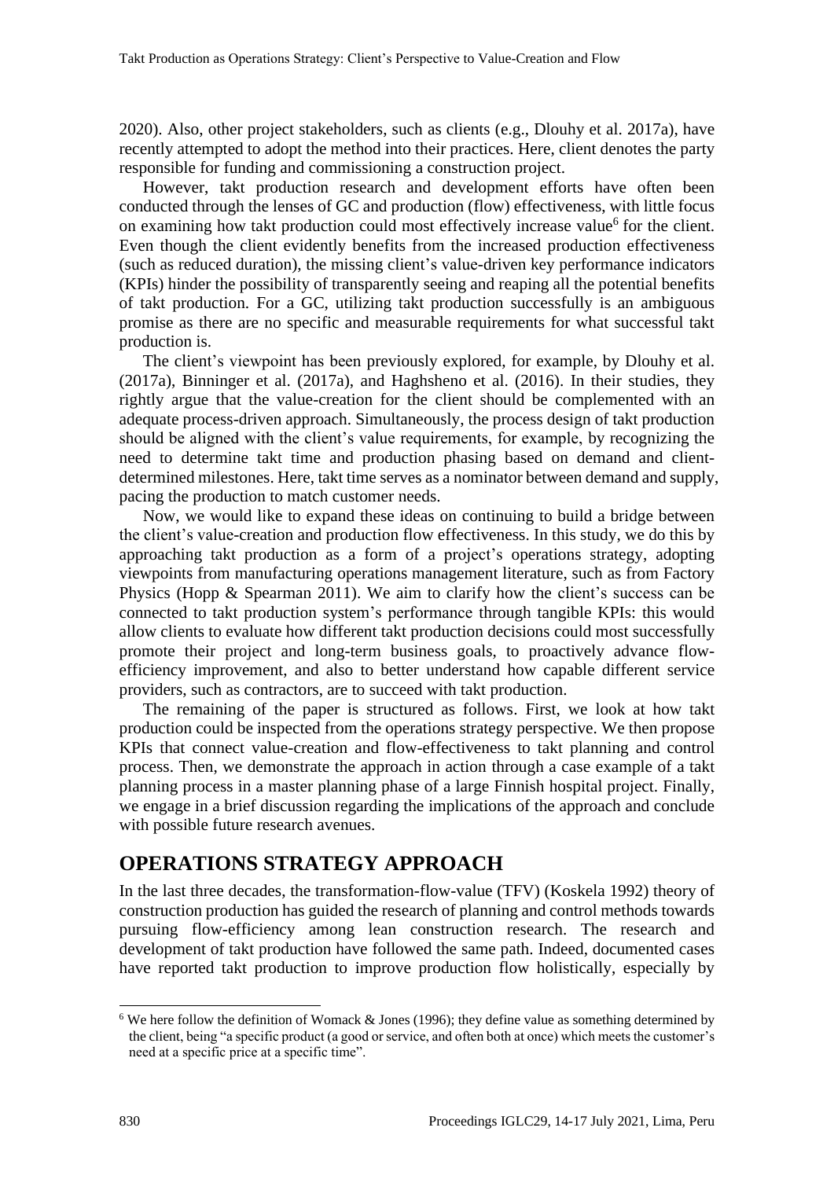2020). Also, other project stakeholders, such as clients (e.g., Dlouhy et al. 2017a), have recently attempted to adopt the method into their practices. Here, client denotes the party responsible for funding and commissioning a construction project.

However, takt production research and development efforts have often been conducted through the lenses of GC and production (flow) effectiveness, with little focus on examining how takt production could most effectively increase value[6] for the client. Even though the client evidently benefits from the increased production effectiveness (such as reduced duration), the missing client's value-driven key performance indicators (KPIs) hinder the possibility of transparently seeing and reaping all the potential benefits of takt production. For a GC, utilizing takt production successfully is an ambiguous promise as there are no specific and measurable requirements for what successful takt production is.

The client's viewpoint has been previously explored, for example, by Dlouhy et al. (2017a), Binninger et al. (2017a), and Haghsheno et al. (2016). In their studies, they rightly argue that the value-creation for the client should be complemented with an adequate process-driven approach. Simultaneously, the process design of takt production should be aligned with the client's value requirements, for example, by recognizing the need to determine takt time and production phasing based on demand and client-determined milestones. Here, takt time serves as a nominator between demand and supply, pacing the production to match customer needs.

Now, we would like to expand these ideas on continuing to build a bridge between the client's value-creation and production flow effectiveness. In this study, we do this by approaching takt production as a form of a project's operations strategy, adopting viewpoints from manufacturing operations management literature, such as from Factory Physics (Hopp & Spearman 2011). We aim to clarify how the client's success can be connected to takt production system's performance through tangible KPIs: this would allow clients to evaluate how different takt production decisions could most successfully promote their project and long-term business goals, to proactively advance flow-efficiency improvement, and also to better understand how capable different service providers, such as contractors, are to succeed with takt production.

The remaining of the paper is structured as follows. First, we look at how takt production could be inspected from the operations strategy perspective. We then propose KPIs that connect value-creation and flow-effectiveness to takt planning and control process. Then, we demonstrate the approach in action through a case example of a takt planning process in a master planning phase of a large Finnish hospital project. Finally, we engage in a brief discussion regarding the implications of the approach and conclude with possible future research avenues.

## OPERATIONS STRATEGY APPROACH

In the last three decades, the transformation-flow-value (TFV) (Koskela 1992) theory of construction production has guided the research of planning and control methods towards pursuing flow-efficiency among lean construction research. The research and development of takt production have followed the same path. Indeed, documented cases have reported takt production to improve production flow holistically, especially by

[6] We here follow the definition of Womack & Jones (1996); they define value as something determined by the client, being "a specific product (a good or service, and often both at once) which meets the customer's need at a specific price at a specific time".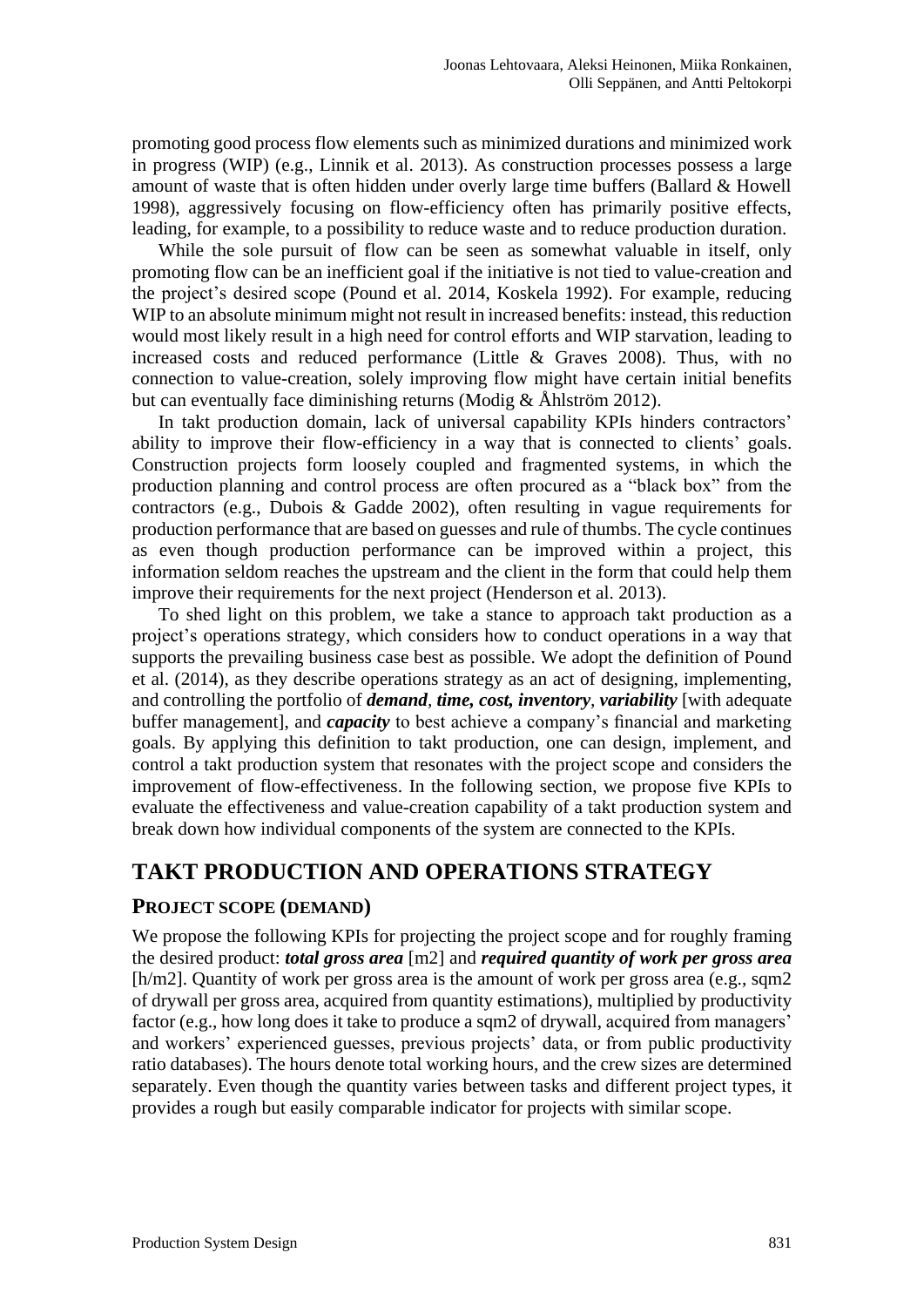promoting good process flow elements such as minimized durations and minimized work in progress (WIP) (e.g., Linnik et al. 2013). As construction processes possess a large amount of waste that is often hidden under overly large time buffers (Ballard & Howell 1998), aggressively focusing on flow-efficiency often has primarily positive effects, leading, for example, to a possibility to reduce waste and to reduce production duration.

While the sole pursuit of flow can be seen as somewhat valuable in itself, only promoting flow can be an inefficient goal if the initiative is not tied to value-creation and the project's desired scope (Pound et al. 2014, Koskela 1992). For example, reducing WIP to an absolute minimum might not result in increased benefits: instead, this reduction would most likely result in a high need for control efforts and WIP starvation, leading to increased costs and reduced performance (Little & Graves 2008). Thus, with no connection to value-creation, solely improving flow might have certain initial benefits but can eventually face diminishing returns (Modig & Åhlström 2012).

In takt production domain, lack of universal capability KPIs hinders contractors' ability to improve their flow-efficiency in a way that is connected to clients' goals. Construction projects form loosely coupled and fragmented systems, in which the production planning and control process are often procured as a "black box" from the contractors (e.g., Dubois & Gadde 2002), often resulting in vague requirements for production performance that are based on guesses and rule of thumbs. The cycle continues as even though production performance can be improved within a project, this information seldom reaches the upstream and the client in the form that could help them improve their requirements for the next project (Henderson et al. 2013).

To shed light on this problem, we take a stance to approach takt production as a project's operations strategy, which considers how to conduct operations in a way that supports the prevailing business case best as possible. We adopt the definition of Pound et al. (2014), as they describe operations strategy as an act of designing, implementing, and controlling the portfolio of ***demand***, ***time, cost, inventory***, ***variability*** [with adequate buffer management], and ***capacity*** to best achieve a company's financial and marketing goals. By applying this definition to takt production, one can design, implement, and control a takt production system that resonates with the project scope and considers the improvement of flow-effectiveness. In the following section, we propose five KPIs to evaluate the effectiveness and value-creation capability of a takt production system and break down how individual components of the system are connected to the KPIs.

## TAKT PRODUCTION AND OPERATIONS STRATEGY

### PROJECT SCOPE (DEMAND)

We propose the following KPIs for projecting the project scope and for roughly framing the desired product: ***total gross area*** [m2] and ***required quantity of work per gross area*** [h/m2]. Quantity of work per gross area is the amount of work per gross area (e.g., sqm2 of drywall per gross area, acquired from quantity estimations), multiplied by productivity factor (e.g., how long does it take to produce a sqm2 of drywall, acquired from managers' and workers' experienced guesses, previous projects' data, or from public productivity ratio databases). The hours denote total working hours, and the crew sizes are determined separately. Even though the quantity varies between tasks and different project types, it provides a rough but easily comparable indicator for projects with similar scope.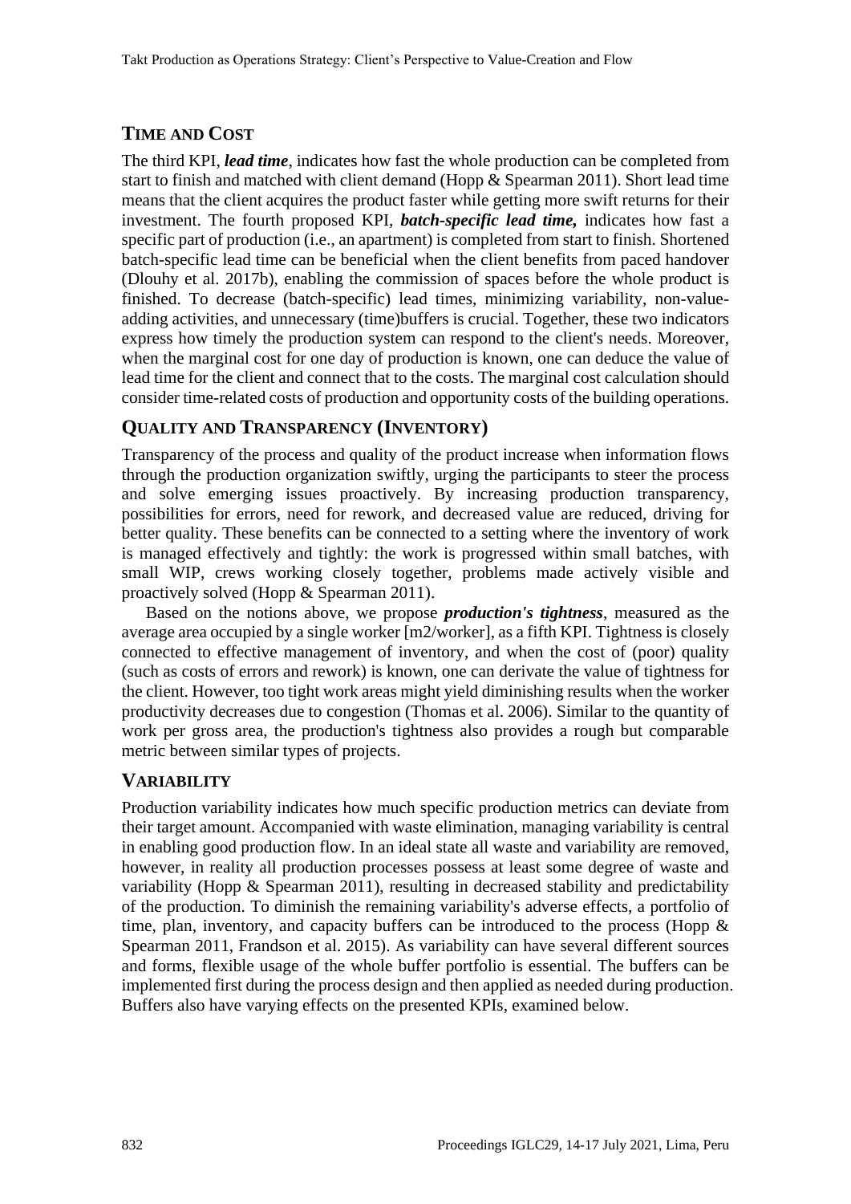## TIME AND COST

The third KPI, ***lead time***, indicates how fast the whole production can be completed from start to finish and matched with client demand (Hopp & Spearman 2011). Short lead time means that the client acquires the product faster while getting more swift returns for their investment. The fourth proposed KPI, ***batch-specific lead time,*** indicates how fast a specific part of production (i.e., an apartment) is completed from start to finish. Shortened batch-specific lead time can be beneficial when the client benefits from paced handover (Dlouhy et al. 2017b), enabling the commission of spaces before the whole product is finished. To decrease (batch-specific) lead times, minimizing variability, non-value-adding activities, and unnecessary (time)buffers is crucial. Together, these two indicators express how timely the production system can respond to the client's needs. Moreover, when the marginal cost for one day of production is known, one can deduce the value of lead time for the client and connect that to the costs. The marginal cost calculation should consider time-related costs of production and opportunity costs of the building operations.

## QUALITY AND TRANSPARENCY (INVENTORY)

Transparency of the process and quality of the product increase when information flows through the production organization swiftly, urging the participants to steer the process and solve emerging issues proactively. By increasing production transparency, possibilities for errors, need for rework, and decreased value are reduced, driving for better quality. These benefits can be connected to a setting where the inventory of work is managed effectively and tightly: the work is progressed within small batches, with small WIP, crews working closely together, problems made actively visible and proactively solved (Hopp & Spearman 2011).

Based on the notions above, we propose ***production's tightness***, measured as the average area occupied by a single worker [m2/worker], as a fifth KPI. Tightness is closely connected to effective management of inventory, and when the cost of (poor) quality (such as costs of errors and rework) is known, one can derivate the value of tightness for the client. However, too tight work areas might yield diminishing results when the worker productivity decreases due to congestion (Thomas et al. 2006). Similar to the quantity of work per gross area, the production's tightness also provides a rough but comparable metric between similar types of projects.

## VARIABILITY

Production variability indicates how much specific production metrics can deviate from their target amount. Accompanied with waste elimination, managing variability is central in enabling good production flow. In an ideal state all waste and variability are removed, however, in reality all production processes possess at least some degree of waste and variability (Hopp & Spearman 2011), resulting in decreased stability and predictability of the production. To diminish the remaining variability's adverse effects, a portfolio of time, plan, inventory, and capacity buffers can be introduced to the process (Hopp & Spearman 2011, Frandson et al. 2015). As variability can have several different sources and forms, flexible usage of the whole buffer portfolio is essential. The buffers can be implemented first during the process design and then applied as needed during production. Buffers also have varying effects on the presented KPIs, examined below.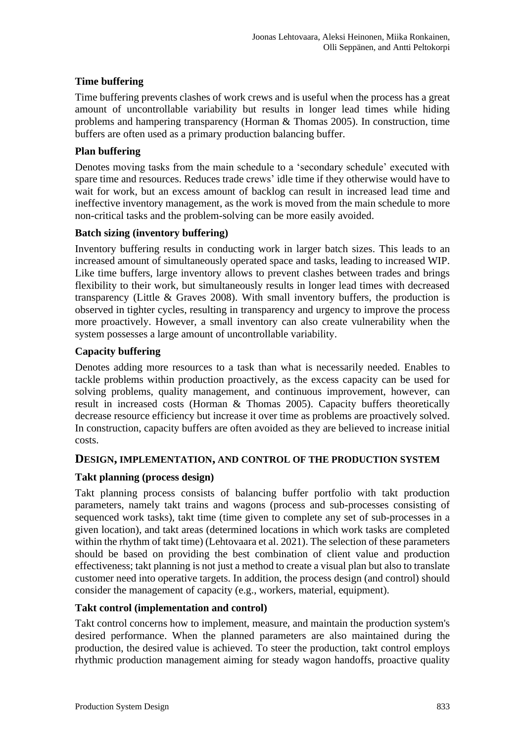### Time buffering

Time buffering prevents clashes of work crews and is useful when the process has a great amount of uncontrollable variability but results in longer lead times while hiding problems and hampering transparency (Horman & Thomas 2005). In construction, time buffers are often used as a primary production balancing buffer.

### Plan buffering

Denotes moving tasks from the main schedule to a 'secondary schedule' executed with spare time and resources. Reduces trade crews' idle time if they otherwise would have to wait for work, but an excess amount of backlog can result in increased lead time and ineffective inventory management, as the work is moved from the main schedule to more non-critical tasks and the problem-solving can be more easily avoided.

### Batch sizing (inventory buffering)

Inventory buffering results in conducting work in larger batch sizes. This leads to an increased amount of simultaneously operated space and tasks, leading to increased WIP. Like time buffers, large inventory allows to prevent clashes between trades and brings flexibility to their work, but simultaneously results in longer lead times with decreased transparency (Little & Graves 2008). With small inventory buffers, the production is observed in tighter cycles, resulting in transparency and urgency to improve the process more proactively. However, a small inventory can also create vulnerability when the system possesses a large amount of uncontrollable variability.

### Capacity buffering

Denotes adding more resources to a task than what is necessarily needed. Enables to tackle problems within production proactively, as the excess capacity can be used for solving problems, quality management, and continuous improvement, however, can result in increased costs (Horman & Thomas 2005). Capacity buffers theoretically decrease resource efficiency but increase it over time as problems are proactively solved. In construction, capacity buffers are often avoided as they are believed to increase initial costs.

## Design, implementation, and control of the production system

### Takt planning (process design)

Takt planning process consists of balancing buffer portfolio with takt production parameters, namely takt trains and wagons (process and sub-processes consisting of sequenced work tasks), takt time (time given to complete any set of sub-processes in a given location), and takt areas (determined locations in which work tasks are completed within the rhythm of takt time) (Lehtovaara et al. 2021). The selection of these parameters should be based on providing the best combination of client value and production effectiveness; takt planning is not just a method to create a visual plan but also to translate customer need into operative targets. In addition, the process design (and control) should consider the management of capacity (e.g., workers, material, equipment).

### Takt control (implementation and control)

Takt control concerns how to implement, measure, and maintain the production system's desired performance. When the planned parameters are also maintained during the production, the desired value is achieved. To steer the production, takt control employs rhythmic production management aiming for steady wagon handoffs, proactive quality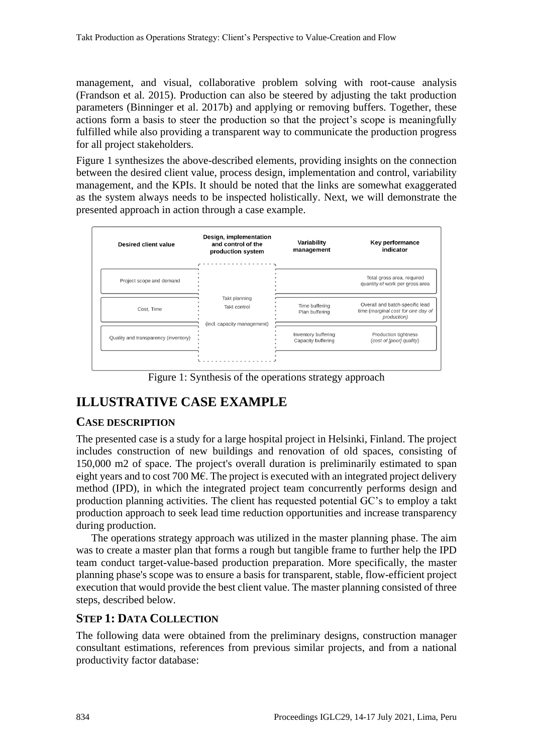management, and visual, collaborative problem solving with root-cause analysis (Frandson et al. 2015). Production can also be steered by adjusting the takt production parameters (Binninger et al. 2017b) and applying or removing buffers. Together, these actions form a basis to steer the production so that the project's scope is meaningfully fulfilled while also providing a transparent way to communicate the production progress for all project stakeholders.

Figure 1 synthesizes the above-described elements, providing insights on the connection between the desired client value, process design, implementation and control, variability management, and the KPIs. It should be noted that the links are somewhat exaggerated as the system always needs to be inspected holistically. Next, we will demonstrate the presented approach in action through a case example.

| Desired client value | Design, implementation and control of the production system | Variability management | Key performance indicator |
|---|---|---|---|
| Project scope and demand | Takt planning<br>Takt control<br><br>(incl. capacity management) | | Total gross area, required quantity of work per gross area |
| Cost, Time | | Time buffering<br>Plan buffering | Overall and batch-specific lead time (*marginal cost for one day of production*) |
| Quality and transparency (inventory) | | Inventory buffering<br>Capacity buffering | Production tightness<br>(*cost of [poor] quality*) |

Figure 1: Synthesis of the operations strategy approach

## ILLUSTRATIVE CASE EXAMPLE

### CASE DESCRIPTION

The presented case is a study for a large hospital project in Helsinki, Finland. The project includes construction of new buildings and renovation of old spaces, consisting of 150,000 m2 of space. The project's overall duration is preliminarily estimated to span eight years and to cost 700 M€. The project is executed with an integrated project delivery method (IPD), in which the integrated project team concurrently performs design and production planning activities. The client has requested potential GC's to employ a takt production approach to seek lead time reduction opportunities and increase transparency during production.

The operations strategy approach was utilized in the master planning phase. The aim was to create a master plan that forms a rough but tangible frame to further help the IPD team conduct target-value-based production preparation. More specifically, the master planning phase's scope was to ensure a basis for transparent, stable, flow-efficient project execution that would provide the best client value. The master planning consisted of three steps, described below.

### STEP 1: DATA COLLECTION

The following data were obtained from the preliminary designs, construction manager consultant estimations, references from previous similar projects, and from a national productivity factor database: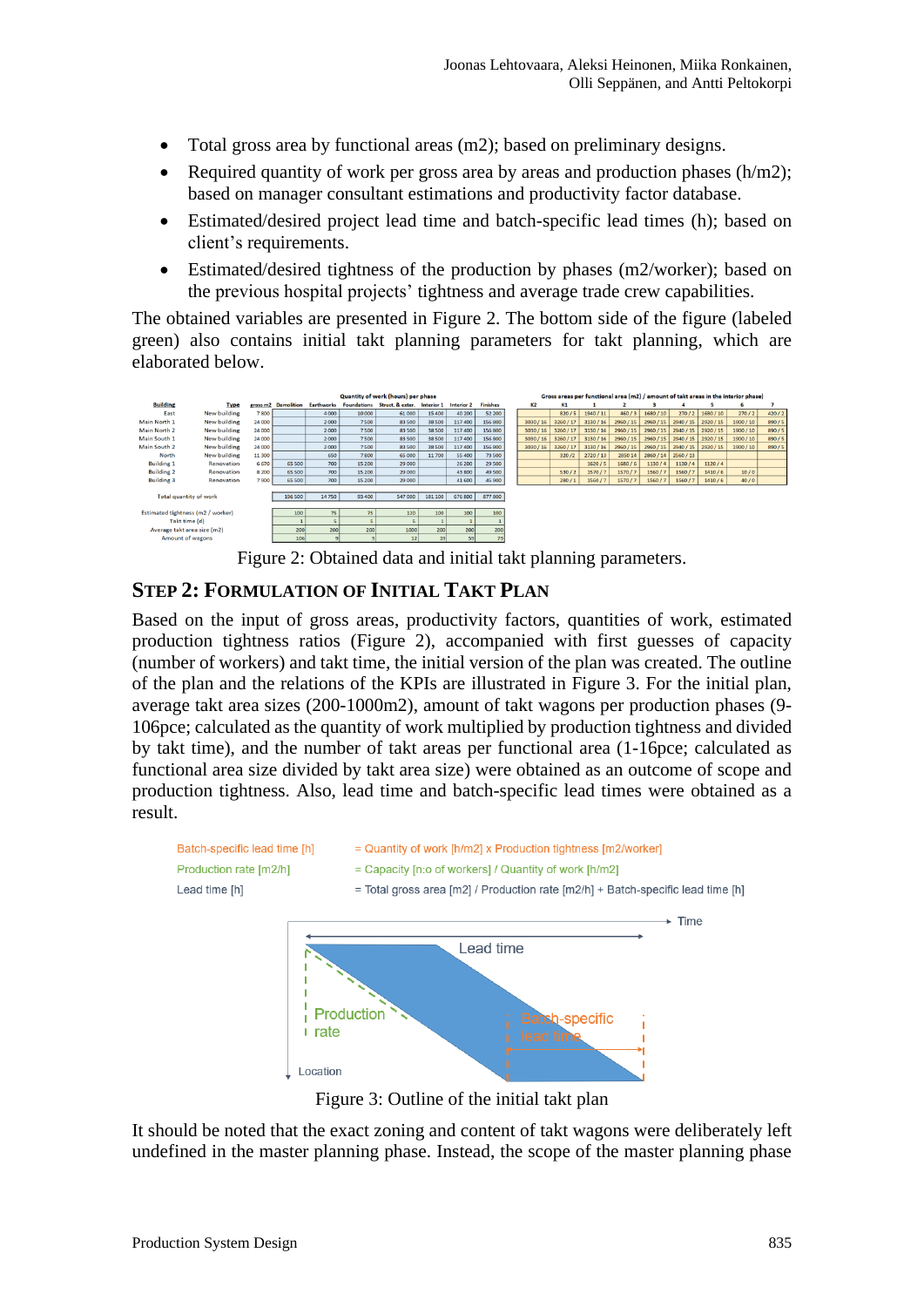- Total gross area by functional areas (m2); based on preliminary designs.
- Required quantity of work per gross area by areas and production phases (h/m2); based on manager consultant estimations and productivity factor database.
- Estimated/desired project lead time and batch-specific lead times (h); based on client's requirements.
- Estimated/desired tightness of the production by phases (m2/worker); based on the previous hospital projects' tightness and average trade crew capabilities.

The obtained variables are presented in Figure 2. The bottom side of the figure (labeled green) also contains initial takt planning parameters for takt planning, which are elaborated below.

Figure 2: Obtained data and initial takt planning parameters.

## STEP 2: FORMULATION OF INITIAL TAKT PLAN

Based on the input of gross areas, productivity factors, quantities of work, estimated production tightness ratios (Figure 2), accompanied with first guesses of capacity (number of workers) and takt time, the initial version of the plan was created. The outline of the plan and the relations of the KPIs are illustrated in Figure 3. For the initial plan, average takt area sizes (200-1000m2), amount of takt wagons per production phases (9-106pce; calculated as the quantity of work multiplied by production tightness and divided by takt time), and the number of takt areas per functional area (1-16pce; calculated as functional area size divided by takt area size) were obtained as an outcome of scope and production tightness. Also, lead time and batch-specific lead times were obtained as a result.

Figure 3: Outline of the initial takt plan

It should be noted that the exact zoning and content of takt wagons were deliberately left undefined in the master planning phase. Instead, the scope of the master planning phase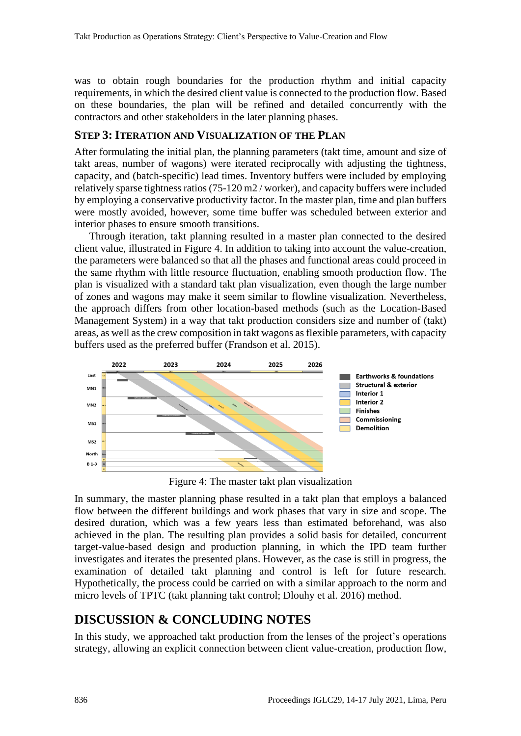was to obtain rough boundaries for the production rhythm and initial capacity requirements, in which the desired client value is connected to the production flow. Based on these boundaries, the plan will be refined and detailed concurrently with the contractors and other stakeholders in the later planning phases.

### STEP 3: ITERATION AND VISUALIZATION OF THE PLAN

After formulating the initial plan, the planning parameters (takt time, amount and size of takt areas, number of wagons) were iterated reciprocally with adjusting the tightness, capacity, and (batch-specific) lead times. Inventory buffers were included by employing relatively sparse tightness ratios (75-120 m2 / worker), and capacity buffers were included by employing a conservative productivity factor. In the master plan, time and plan buffers were mostly avoided, however, some time buffer was scheduled between exterior and interior phases to ensure smooth transitions.

Through iteration, takt planning resulted in a master plan connected to the desired client value, illustrated in Figure 4. In addition to taking into account the value-creation, the parameters were balanced so that all the phases and functional areas could proceed in the same rhythm with little resource fluctuation, enabling smooth production flow. The plan is visualized with a standard takt plan visualization, even though the large number of zones and wagons may make it seem similar to flowline visualization. Nevertheless, the approach differs from other location-based methods (such as the Location-Based Management System) in a way that takt production considers size and number of (takt) areas, as well as the crew composition in takt wagons as flexible parameters, with capacity buffers used as the preferred buffer (Frandson et al. 2015).

Figure 4: The master takt plan visualization

In summary, the master planning phase resulted in a takt plan that employs a balanced flow between the different buildings and work phases that vary in size and scope. The desired duration, which was a few years less than estimated beforehand, was also achieved in the plan. The resulting plan provides a solid basis for detailed, concurrent target-value-based design and production planning, in which the IPD team further investigates and iterates the presented plans. However, as the case is still in progress, the examination of detailed takt planning and control is left for future research. Hypothetically, the process could be carried on with a similar approach to the norm and micro levels of TPTC (takt planning takt control; Dlouhy et al. 2016) method.

## DISCUSSION & CONCLUDING NOTES

In this study, we approached takt production from the lenses of the project's operations strategy, allowing an explicit connection between client value-creation, production flow,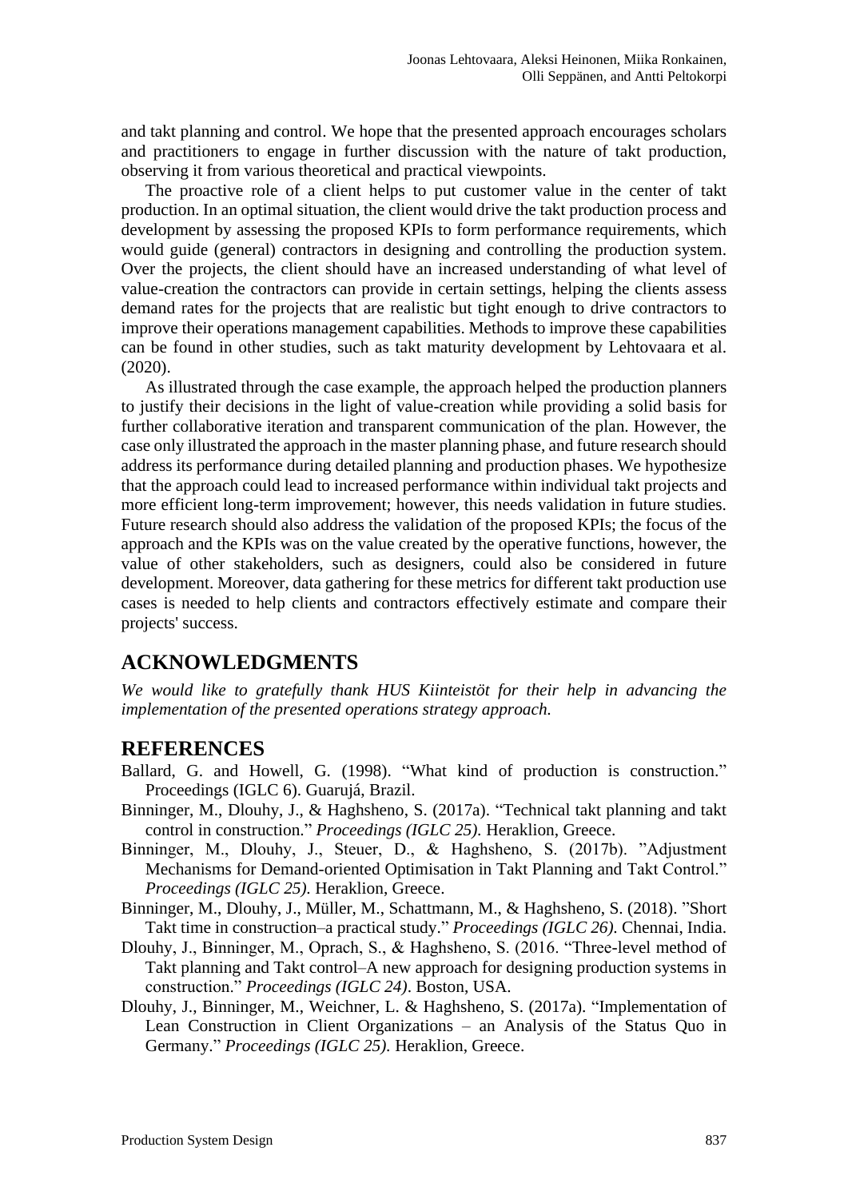and takt planning and control. We hope that the presented approach encourages scholars and practitioners to engage in further discussion with the nature of takt production, observing it from various theoretical and practical viewpoints.

The proactive role of a client helps to put customer value in the center of takt production. In an optimal situation, the client would drive the takt production process and development by assessing the proposed KPIs to form performance requirements, which would guide (general) contractors in designing and controlling the production system. Over the projects, the client should have an increased understanding of what level of value-creation the contractors can provide in certain settings, helping the clients assess demand rates for the projects that are realistic but tight enough to drive contractors to improve their operations management capabilities. Methods to improve these capabilities can be found in other studies, such as takt maturity development by Lehtovaara et al. (2020).

As illustrated through the case example, the approach helped the production planners to justify their decisions in the light of value-creation while providing a solid basis for further collaborative iteration and transparent communication of the plan. However, the case only illustrated the approach in the master planning phase, and future research should address its performance during detailed planning and production phases. We hypothesize that the approach could lead to increased performance within individual takt projects and more efficient long-term improvement; however, this needs validation in future studies. Future research should also address the validation of the proposed KPIs; the focus of the approach and the KPIs was on the value created by the operative functions, however, the value of other stakeholders, such as designers, could also be considered in future development. Moreover, data gathering for these metrics for different takt production use cases is needed to help clients and contractors effectively estimate and compare their projects' success.

## ACKNOWLEDGMENTS

*We would like to gratefully thank HUS Kiinteistöt for their help in advancing the implementation of the presented operations strategy approach.*

## REFERENCES

Ballard, G. and Howell, G. (1998). "What kind of production is construction." Proceedings (IGLC 6). Guarujá, Brazil.

Binninger, M., Dlouhy, J., & Haghsheno, S. (2017a). "Technical takt planning and takt control in construction." *Proceedings (IGLC 25)*. Heraklion, Greece.

Binninger, M., Dlouhy, J., Steuer, D., & Haghsheno, S. (2017b). "Adjustment Mechanisms for Demand-oriented Optimisation in Takt Planning and Takt Control." *Proceedings (IGLC 25)*. Heraklion, Greece.

Binninger, M., Dlouhy, J., Müller, M., Schattmann, M., & Haghsheno, S. (2018). "Short Takt time in construction–a practical study." *Proceedings (IGLC 26)*. Chennai, India.

Dlouhy, J., Binninger, M., Oprach, S., & Haghsheno, S. (2016. "Three-level method of Takt planning and Takt control–A new approach for designing production systems in construction." *Proceedings (IGLC 24)*. Boston, USA.

Dlouhy, J., Binninger, M., Weichner, L. & Haghsheno, S. (2017a). "Implementation of Lean Construction in Client Organizations – an Analysis of the Status Quo in Germany." *Proceedings (IGLC 25)*. Heraklion, Greece.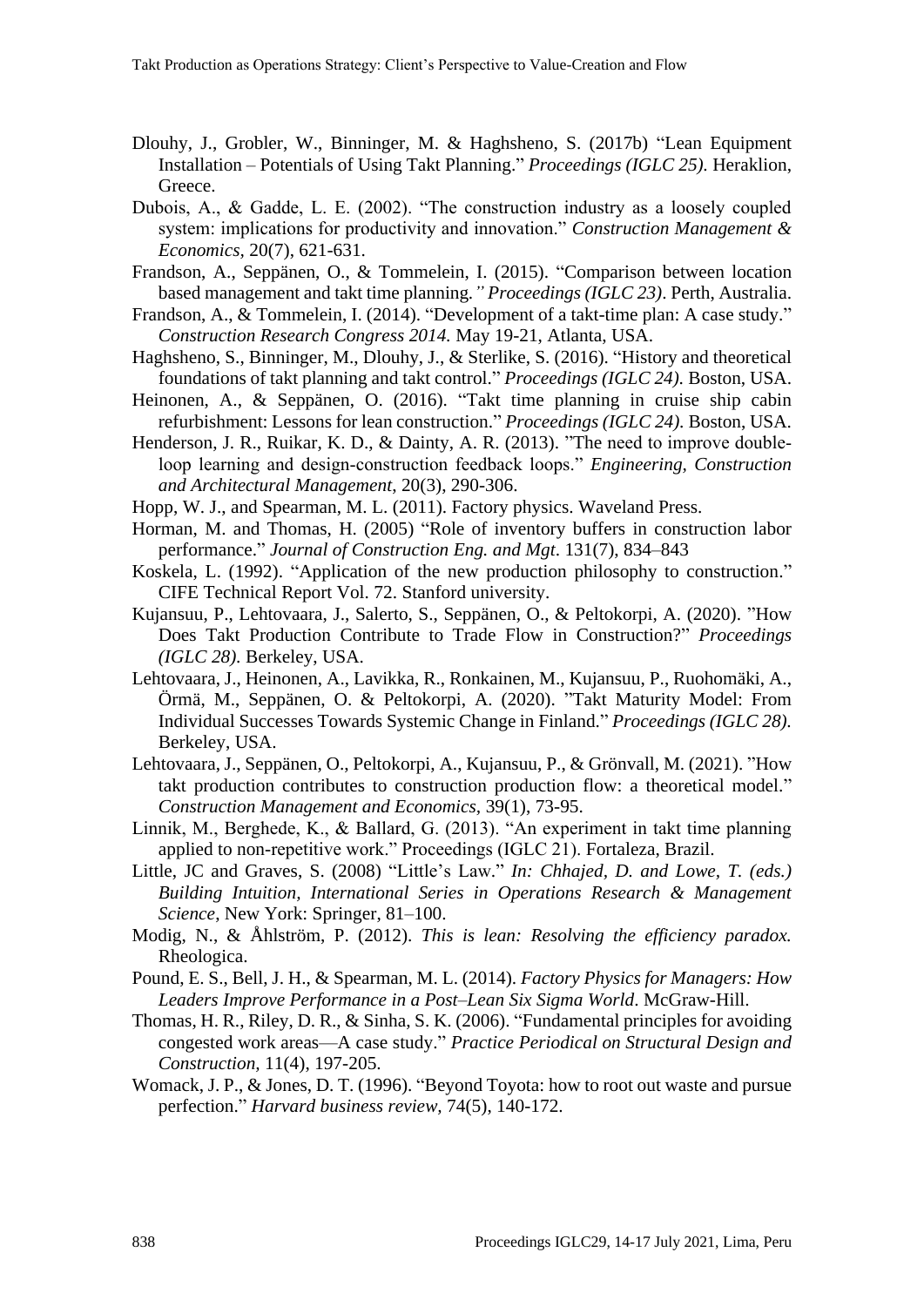Dlouhy, J., Grobler, W., Binninger, M. & Haghsheno, S. (2017b) "Lean Equipment Installation – Potentials of Using Takt Planning." *Proceedings (IGLC 25).* Heraklion, Greece.

Dubois, A., & Gadde, L. E. (2002). "The construction industry as a loosely coupled system: implications for productivity and innovation." *Construction Management & Economics,* 20(7), 621-631.

Frandson, A., Seppänen, O., & Tommelein, I. (2015). "Comparison between location based management and takt time planning*." Proceedings (IGLC 23)*. Perth, Australia.

Frandson, A., & Tommelein, I. (2014). "Development of a takt-time plan: A case study." *Construction Research Congress 2014.* May 19-21, Atlanta, USA.

Haghsheno, S., Binninger, M., Dlouhy, J., & Sterlike, S. (2016). "History and theoretical foundations of takt planning and takt control." *Proceedings (IGLC 24).* Boston, USA.

Heinonen, A., & Seppänen, O. (2016). "Takt time planning in cruise ship cabin refurbishment: Lessons for lean construction." *Proceedings (IGLC 24)*. Boston, USA.

Henderson, J. R., Ruikar, K. D., & Dainty, A. R. (2013). "The need to improve double-loop learning and design-construction feedback loops." *Engineering, Construction and Architectural Management*, 20(3), 290-306.

Hopp, W. J., and Spearman, M. L. (2011). Factory physics. Waveland Press.

Horman, M. and Thomas, H. (2005) "Role of inventory buffers in construction labor performance." *Journal of Construction Eng. and Mgt*. 131(7), 834–843

Koskela, L. (1992). "Application of the new production philosophy to construction." CIFE Technical Report Vol. 72. Stanford university.

Kujansuu, P., Lehtovaara, J., Salerto, S., Seppänen, O., & Peltokorpi, A. (2020). "How Does Takt Production Contribute to Trade Flow in Construction?" *Proceedings (IGLC 28).* Berkeley, USA.

Lehtovaara, J., Heinonen, A., Lavikka, R., Ronkainen, M., Kujansuu, P., Ruohomäki, A., Örmä, M., Seppänen, O. & Peltokorpi, A. (2020). "Takt Maturity Model: From Individual Successes Towards Systemic Change in Finland." *Proceedings (IGLC 28).* Berkeley, USA.

Lehtovaara, J., Seppänen, O., Peltokorpi, A., Kujansuu, P., & Grönvall, M. (2021). "How takt production contributes to construction production flow: a theoretical model." *Construction Management and Economics,* 39(1), 73-95.

Linnik, M., Berghede, K., & Ballard, G. (2013). "An experiment in takt time planning applied to non-repetitive work." Proceedings (IGLC 21). Fortaleza, Brazil.

Little, JC and Graves, S. (2008) "Little's Law." *In: Chhajed, D. and Lowe, T. (eds.) Building Intuition, International Series in Operations Research & Management Science*, New York: Springer, 81–100.

Modig, N., & Åhlström, P. (2012). *This is lean: Resolving the efficiency paradox.* Rheologica.

Pound, E. S., Bell, J. H., & Spearman, M. L. (2014). *Factory Physics for Managers: How Leaders Improve Performance in a Post–Lean Six Sigma World*. McGraw-Hill.

Thomas, H. R., Riley, D. R., & Sinha, S. K. (2006). "Fundamental principles for avoiding congested work areas—A case study." *Practice Periodical on Structural Design and Construction,* 11(4), 197-205.

Womack, J. P., & Jones, D. T. (1996). "Beyond Toyota: how to root out waste and pursue perfection." *Harvard business review,* 74(5), 140-172.